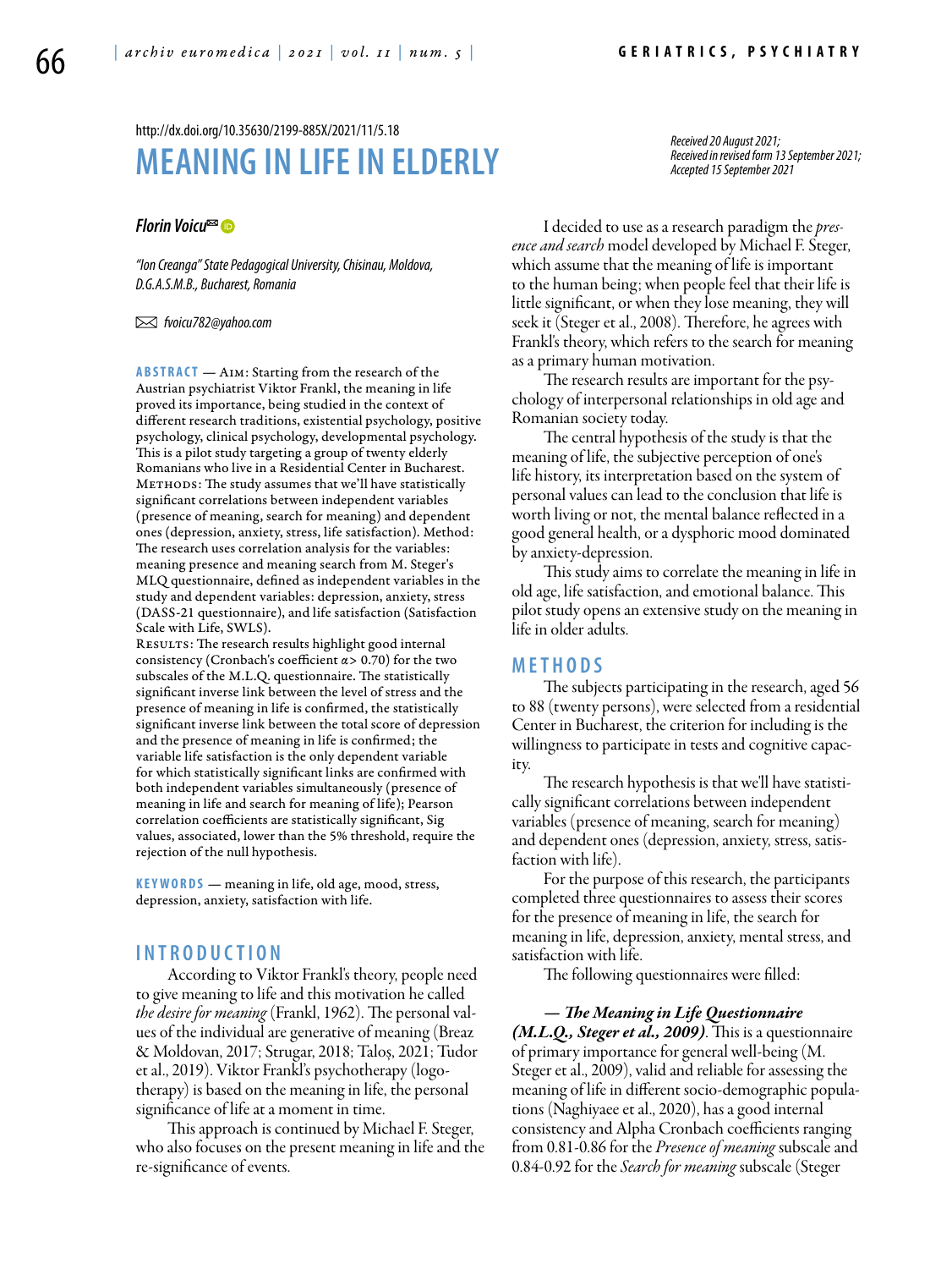http://dx.doi.org/10.35630/2199-885X/2021/11/5.18

*Received 20 August 2021;*
*Received in revised form 13 September 2021;*
*Accepted 15 September 2021*

# MEANING IN LIFE IN ELDERLY

***Florin Voicu***

*"Ion Creanga" State Pedagogical University, Chisinau, Moldova,*
*D.G.A.S.M.B., Bucharest, Romania*

*fvoicu782@yahoo.com*

**ABSTRACT** — Aim: Starting from the research of the Austrian psychiatrist Viktor Frankl, the meaning in life proved its importance, being studied in the context of different research traditions, existential psychology, positive psychology, clinical psychology, developmental psychology. This is a pilot study targeting a group of twenty elderly Romanians who live in a Residential Center in Bucharest.
Methods: The study assumes that we'll have statistically significant correlations between independent variables (presence of meaning, search for meaning) and dependent ones (depression, anxiety, stress, life satisfaction). Method: The research uses correlation analysis for the variables: meaning presence and meaning search from M. Steger's MLQ questionnaire, defined as independent variables in the study and dependent variables: depression, anxiety, stress (DASS-21 questionnaire), and life satisfaction (Satisfaction Scale with Life, SWLS).
Results: The research results highlight good internal consistency (Cronbach's coefficient $\alpha > 0.70$) for the two subscales of the M.L.Q. questionnaire. The statistically significant inverse link between the level of stress and the presence of meaning in life is confirmed, the statistically significant inverse link between the total score of depression and the presence of meaning in life is confirmed; the variable life satisfaction is the only dependent variable for which statistically significant links are confirmed with both independent variables simultaneously (presence of meaning in life and search for meaning of life); Pearson correlation coefficients are statistically significant, Sig values, associated, lower than the 5% threshold, require the rejection of the null hypothesis.

**KEYWORDS** — meaning in life, old age, mood, stress, depression, anxiety, satisfaction with life.

## INTRODUCTION

According to Viktor Frankl's theory, people need to give meaning to life and this motivation he called *the desire for meaning* (Frankl, 1962). The personal values of the individual are generative of meaning (Breaz & Moldovan, 2017; Strugar, 2018; Taloș, 2021; Tudor et al., 2019). Viktor Frankl's psychotherapy (logotherapy) is based on the meaning in life, the personal significance of life at a moment in time.

This approach is continued by Michael F. Steger, who also focuses on the present meaning in life and the re-significance of events.

I decided to use as a research paradigm the *presence and search* model developed by Michael F. Steger, which assume that the meaning of life is important to the human being; when people feel that their life is little significant, or when they lose meaning, they will seek it (Steger et al., 2008). Therefore, he agrees with Frankl's theory, which refers to the search for meaning as a primary human motivation.

The research results are important for the psychology of interpersonal relationships in old age and Romanian society today.

The central hypothesis of the study is that the meaning of life, the subjective perception of one's life history, its interpretation based on the system of personal values can lead to the conclusion that life is worth living or not, the mental balance reflected in a good general health, or a dysphoric mood dominated by anxiety-depression.

This study aims to correlate the meaning in life in old age, life satisfaction, and emotional balance. This pilot study opens an extensive study on the meaning in life in older adults.

## METHODS

The subjects participating in the research, aged 56 to 88 (twenty persons), were selected from a residential Center in Bucharest, the criterion for including is the willingness to participate in tests and cognitive capacity.

The research hypothesis is that we'll have statistically significant correlations between independent variables (presence of meaning, search for meaning) and dependent ones (depression, anxiety, stress, satisfaction with life).

For the purpose of this research, the participants completed three questionnaires to assess their scores for the presence of meaning in life, the search for meaning in life, depression, anxiety, mental stress, and satisfaction with life.

The following questionnaires were filled:

***— The Meaning in Life Questionnaire (M.L.Q., Steger et al., 2009)***. This is a questionnaire of primary importance for general well-being (M. Steger et al., 2009), valid and reliable for assessing the meaning of life in different socio-demographic populations (Naghiyaee et al., 2020), has a good internal consistency and Alpha Cronbach coefficients ranging from 0.81-0.86 for the *Presence of meaning* subscale and 0.84-0.92 for the *Search for meaning* subscale (Steger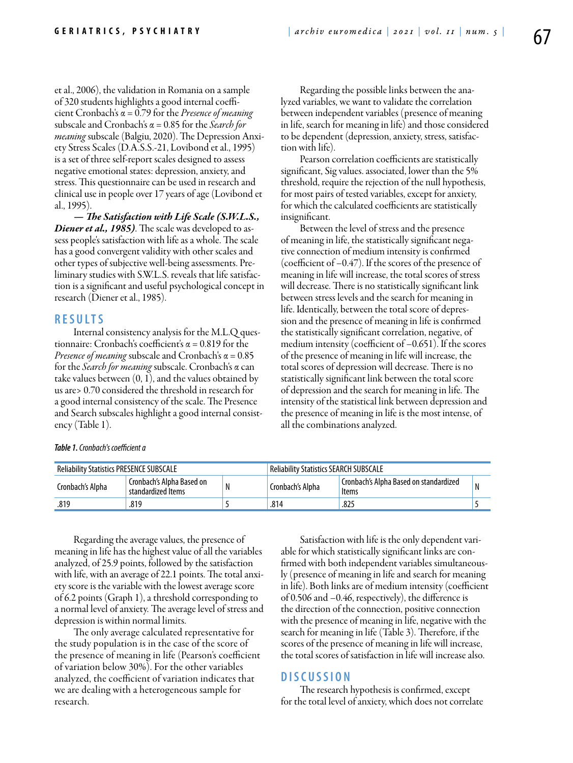et al., 2006), the validation in Romania on a sample of 320 students highlights a good internal coefficient Cronbach's α = 0.79 for the *Presence of meaning* subscale and Cronbach's α = 0.85 for the *Search for meaning* subscale (Balgiu, 2020). The Depression Anxiety Stress Scales (D.A.S.S.-21, Lovibond et al., 1995) is a set of three self-report scales designed to assess negative emotional states: depression, anxiety, and stress. This questionnaire can be used in research and clinical use in people over 17 years of age (Lovibond et al., 1995).

***— The Satisfaction with Life Scale (S.W.L.S., Diener et al., 1985).*** The scale was developed to assess people's satisfaction with life as a whole. The scale has a good convergent validity with other scales and other types of subjective well-being assessments. Preliminary studies with S.W.L.S. reveals that life satisfaction is a significant and useful psychological concept in research (Diener et al., 1985).

## RESULTS

Internal consistency analysis for the M.L.Q questionnaire: Cronbach's coefficient's α = 0.819 for the *Presence of meaning* subscale and Cronbach's α = 0.85 for the *Search for meaning* subscale. Cronbach's α can take values between (0, 1), and the values obtained by us are> 0.70 considered the threshold in research for a good internal consistency of the scale. The Presence and Search subscales highlight a good internal consistency (Table 1).

Regarding the possible links between the analyzed variables, we want to validate the correlation between independent variables (presence of meaning in life, search for meaning in life) and those considered to be dependent (depression, anxiety, stress, satisfaction with life).

Pearson correlation coefficients are statistically significant, Sig values. associated, lower than the 5% threshold, require the rejection of the null hypothesis, for most pairs of tested variables, except for anxiety, for which the calculated coefficients are statistically insignificant.

Between the level of stress and the presence of meaning in life, the statistically significant negative connection of medium intensity is confirmed (coefficient of –0.47). If the scores of the presence of meaning in life will increase, the total scores of stress will decrease. There is no statistically significant link between stress levels and the search for meaning in life. Identically, between the total score of depression and the presence of meaning in life is confirmed the statistically significant correlation, negative, of medium intensity (coefficient of –0.651). If the scores of the presence of meaning in life will increase, the total scores of depression will decrease. There is no statistically significant link between the total score of depression and the search for meaning in life. The intensity of the statistical link between depression and the presence of meaning in life is the most intense, of all the combinations analyzed.

***Table 1.*** *Cronbach's coefficient α*

| Reliability Statistics PRESENCE SUBSCALE | | | Reliability Statistics SEARCH SUBSCALE | | |
|---|---|---|---|---|---|
| Cronbach's Alpha | Cronbach's Alpha Based on standardized Items | N | Cronbach's Alpha | Cronbach's Alpha Based on standardized Items | N |
| .819 | .819 | 5 | .814 | .825 | 5 |

Regarding the average values, the presence of meaning in life has the highest value of all the variables analyzed, of 25.9 points, followed by the satisfaction with life, with an average of 22.1 points. The total anxiety score is the variable with the lowest average score of 6.2 points (Graph 1), a threshold corresponding to a normal level of anxiety. The average level of stress and depression is within normal limits.

The only average calculated representative for the study population is in the case of the score of the presence of meaning in life (Pearson's coefficient of variation below 30%). For the other variables analyzed, the coefficient of variation indicates that we are dealing with a heterogeneous sample for research.

Satisfaction with life is the only dependent variable for which statistically significant links are confirmed with both independent variables simultaneously (presence of meaning in life and search for meaning in life). Both links are of medium intensity (coefficient of 0.506 and –0.46, respectively), the difference is the direction of the connection, positive connection with the presence of meaning in life, negative with the search for meaning in life (Table 3). Therefore, if the scores of the presence of meaning in life will increase, the total scores of satisfaction in life will increase also.

## DISCUSSION

The research hypothesis is confirmed, except for the total level of anxiety, which does not correlate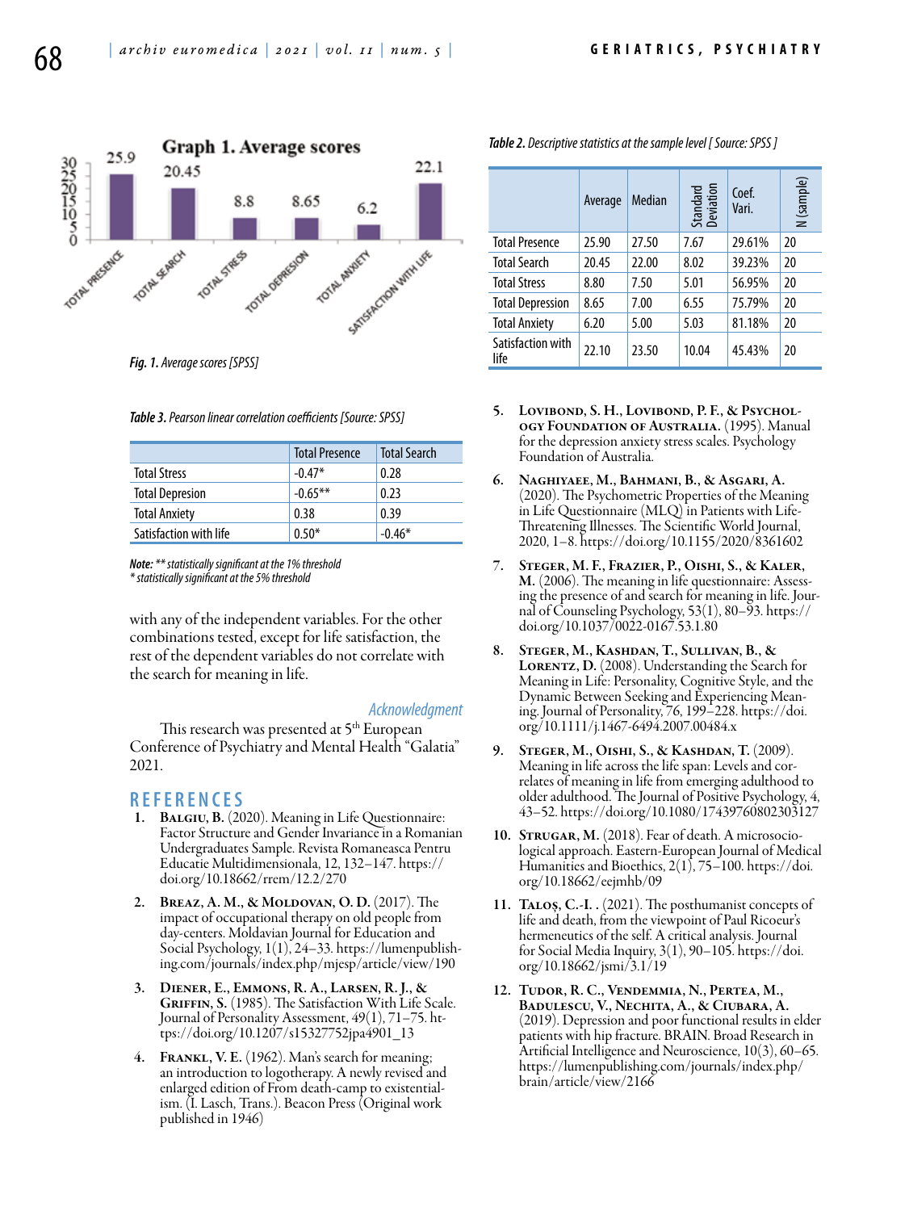Graph 1. Average scores

30
25
20
15
10
5
0

25.9
20.45
8.8
8.65
6.2
22.1

TOTAL PRESENCE
TOTAL SEARCH
TOTAL STRESS
TOTAL DEPRESION
TOTAL ANXIETY
SATISFACTION WITH LIFE

***Fig. 1.*** *Average scores [SPSS]*

***Table 2.*** *Descriptive statistics at the sample level [ Source: SPSS ]*

| | Average | Median | Standard Deviation | Coef. Vari. | N (sample) |
|---|---|---|---|---|---|
| Total Presence | 25.90 | 27.50 | 7.67 | 29.61% | 20 |
| Total Search | 20.45 | 22.00 | 8.02 | 39.23% | 20 |
| Total Stress | 8.80 | 7.50 | 5.01 | 56.95% | 20 |
| Total Depression | 8.65 | 7.00 | 6.55 | 75.79% | 20 |
| Total Anxiety | 6.20 | 5.00 | 5.03 | 81.18% | 20 |
| Satisfaction with life | 22.10 | 23.50 | 10.04 | 45.43% | 20 |

***Table 3.*** *Pearson linear correlation coefficients [Source: SPSS]*

| | Total Presence | Total Search |
|---|---|---|
| Total Stress | -0.47* | 0.28 |
| Total Depresion | -0.65** | 0.23 |
| Total Anxiety | 0.38 | 0.39 |
| Satisfaction with life | 0.50* | -0.46* |

***Note:*** *\*\* statistically significant at the 1% threshold*
*\* statistically significant at the 5% threshold*

with any of the independent variables. For the other combinations tested, except for life satisfaction, the rest of the dependent variables do not correlate with the search for meaning in life.

### Acknowledgment

This research was presented at 5th European Conference of Psychiatry and Mental Health "Galatia" 2021.

## REFERENCES

1. **Balgiu, B.** (2020). Meaning in Life Questionnaire: Factor Structure and Gender Invariance in a Romanian Undergraduates Sample. Revista Romaneasca Pentru Educatie Multidimensionala, 12, 132–147. https://doi.org/10.18662/rrem/12.2/270
2. **Breaz, A. M., & Moldovan, O. D.** (2017). The impact of occupational therapy on old people from day-centers. Moldavian Journal for Education and Social Psychology, 1(1), 24–33. https://lumenpublishing.com/journals/index.php/mjesp/article/view/190
3. **Diener, E., Emmons, R. A., Larsen, R. J., & Griffin, S.** (1985). The Satisfaction With Life Scale. Journal of Personality Assessment, 49(1), 71–75. https://doi.org/10.1207/s15327752jpa4901_13
4. **Frankl, V. E.** (1962). Man's search for meaning; an introduction to logotherapy. A newly revised and enlarged edition of From death-camp to existentialism. (I. Lasch, Trans.). Beacon Press (Original work published in 1946)
5. **Lovibond, S. H., Lovibond, P. F., & Psychology Foundation of Australia.** (1995). Manual for the depression anxiety stress scales. Psychology Foundation of Australia.
6. **Naghiyaee, M., Bahmani, B., & Asgari, A.** (2020). The Psychometric Properties of the Meaning in Life Questionnaire (MLQ) in Patients with Life-Threatening Illnesses. The Scientific World Journal, 2020, 1–8. https://doi.org/10.1155/2020/8361602
7. **Steger, M. F., Frazier, P., Oishi, S., & Kaler, M.** (2006). The meaning in life questionnaire: Assessing the presence of and search for meaning in life. Journal of Counseling Psychology, 53(1), 80–93. https://doi.org/10.1037/0022-0167.53.1.80
8. **Steger, M., Kashdan, T., Sullivan, B., & Lorentz, D.** (2008). Understanding the Search for Meaning in Life: Personality, Cognitive Style, and the Dynamic Between Seeking and Experiencing Meaning. Journal of Personality, 76, 199–228. https://doi.org/10.1111/j.1467-6494.2007.00484.x
9. **Steger, M., Oishi, S., & Kashdan, T.** (2009). Meaning in life across the life span: Levels and correlates of meaning in life from emerging adulthood to older adulthood. The Journal of Positive Psychology, 4, 43–52. https://doi.org/10.1080/17439760802303127
10. **Strugar, M.** (2018). Fear of death. A microsociological approach. Eastern-European Journal of Medical Humanities and Bioethics, 2(1), 75–100. https://doi.org/10.18662/eejmhb/09
11. **Taloș, C.-I. .** (2021). The posthumanist concepts of life and death, from the viewpoint of Paul Ricoeur's hermeneutics of the self. A critical analysis. Journal for Social Media Inquiry, 3(1), 90–105. https://doi.org/10.18662/jsmi/3.1/19
12. **Tudor, R. C., Vendemmia, N., Pertea, M., Badulescu, V., Nechita, A., & Ciubara, A.** (2019). Depression and poor functional results in elder patients with hip fracture. BRAIN. Broad Research in Artificial Intelligence and Neuroscience, 10(3), 60–65. https://lumenpublishing.com/journals/index.php/brain/article/view/2166